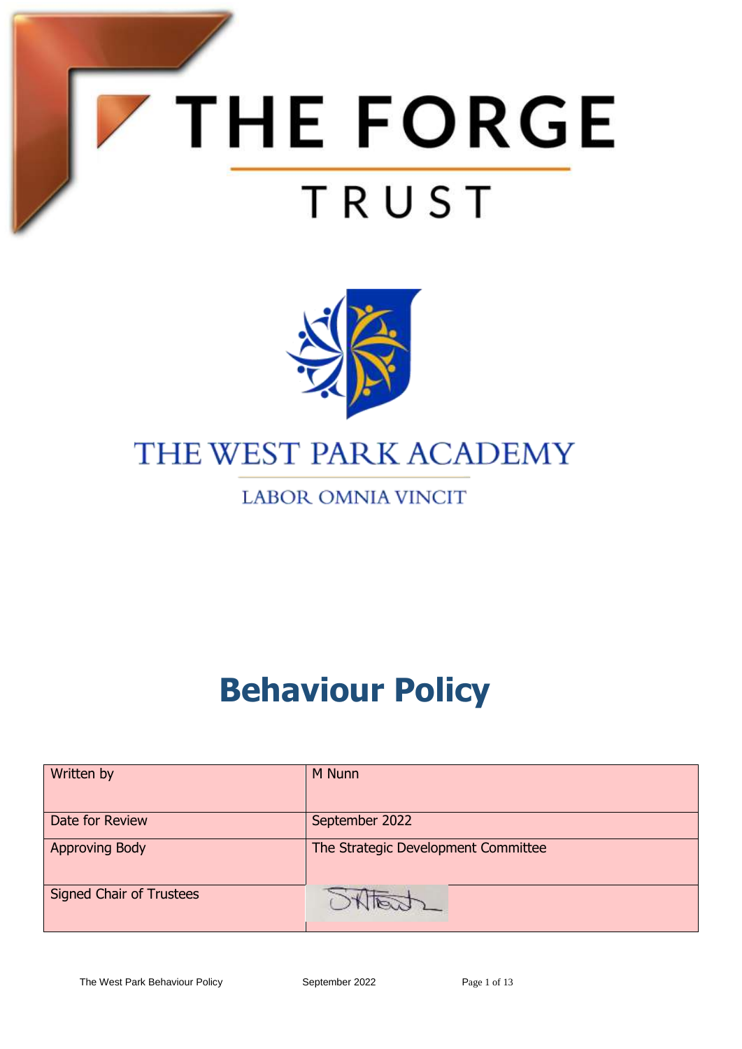# THE FORGE TRUST

# THE WEST PARK ACADEMY

LABOR OMNIA VINCIT

# Behaviour Policy

| Written by | M Nunn |
|---|---|
| Date for Review | September 2022 |
| Approving Body | The Strategic Development Committee |
| Signed Chair of Trustees | |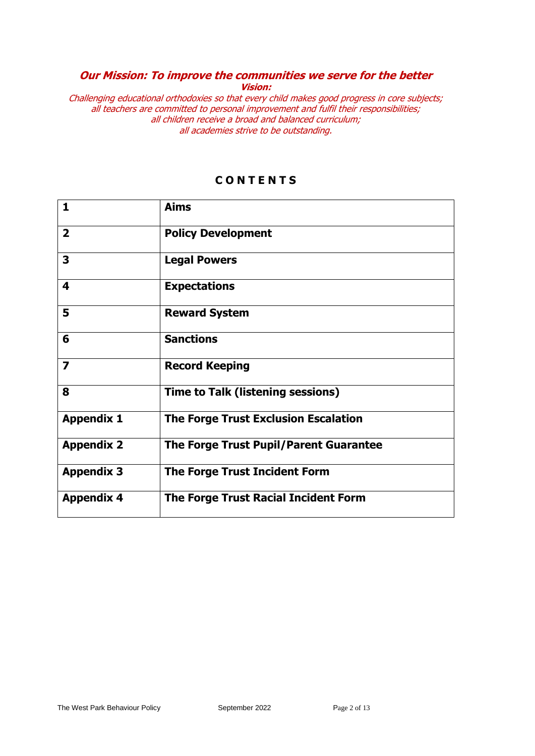***Our Mission: To improve the communities we serve for the better***

***Vision:***

*Challenging educational orthodoxies so that every child makes good progress in core subjects;*
*all teachers are committed to personal improvement and fulfil their responsibilities;*
*all children receive a broad and balanced curriculum;*
*all academies strive to be outstanding.*

## C O N T E N T S

| | |
|---|---|
| **1** | **Aims** |
| **2** | **Policy Development** |
| **3** | **Legal Powers** |
| **4** | **Expectations** |
| **5** | **Reward System** |
| **6** | **Sanctions** |
| **7** | **Record Keeping** |
| **8** | **Time to Talk (listening sessions)** |
| **Appendix 1** | **The Forge Trust Exclusion Escalation** |
| **Appendix 2** | **The Forge Trust Pupil/Parent Guarantee** |
| **Appendix 3** | **The Forge Trust Incident Form** |
| **Appendix 4** | **The Forge Trust Racial Incident Form** |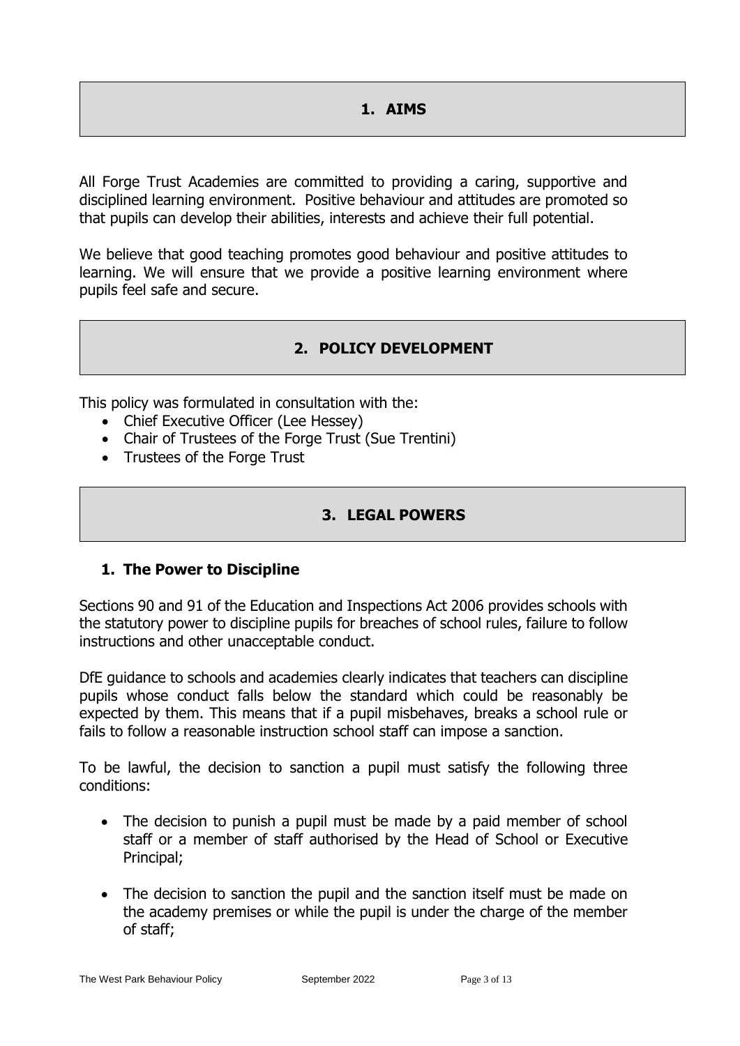## 1. AIMS

All Forge Trust Academies are committed to providing a caring, supportive and disciplined learning environment. Positive behaviour and attitudes are promoted so that pupils can develop their abilities, interests and achieve their full potential.

We believe that good teaching promotes good behaviour and positive attitudes to learning. We will ensure that we provide a positive learning environment where pupils feel safe and secure.

## 2. POLICY DEVELOPMENT

This policy was formulated in consultation with the:

- Chief Executive Officer (Lee Hessey)
- Chair of Trustees of the Forge Trust (Sue Trentini)
- Trustees of the Forge Trust

## 3. LEGAL POWERS

### 1. The Power to Discipline

Sections 90 and 91 of the Education and Inspections Act 2006 provides schools with the statutory power to discipline pupils for breaches of school rules, failure to follow instructions and other unacceptable conduct.

DfE guidance to schools and academies clearly indicates that teachers can discipline pupils whose conduct falls below the standard which could be reasonably be expected by them. This means that if a pupil misbehaves, breaks a school rule or fails to follow a reasonable instruction school staff can impose a sanction.

To be lawful, the decision to sanction a pupil must satisfy the following three conditions:

- The decision to punish a pupil must be made by a paid member of school staff or a member of staff authorised by the Head of School or Executive Principal;
- The decision to sanction the pupil and the sanction itself must be made on the academy premises or while the pupil is under the charge of the member of staff;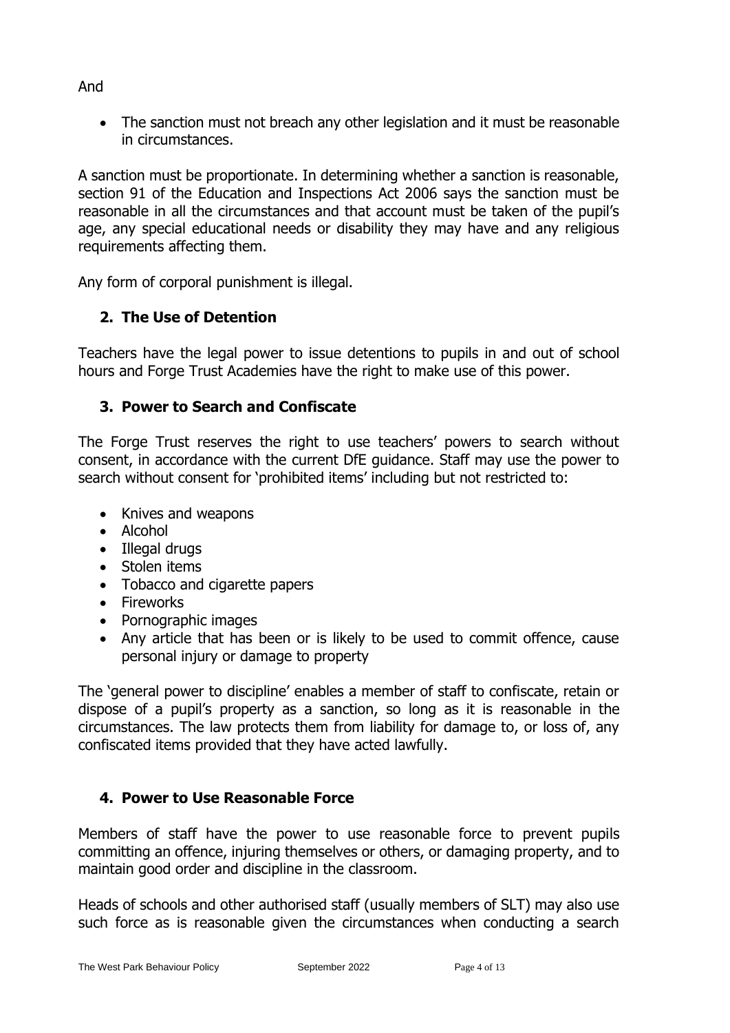And

- The sanction must not breach any other legislation and it must be reasonable in circumstances.

A sanction must be proportionate. In determining whether a sanction is reasonable, section 91 of the Education and Inspections Act 2006 says the sanction must be reasonable in all the circumstances and that account must be taken of the pupil's age, any special educational needs or disability they may have and any religious requirements affecting them.

Any form of corporal punishment is illegal.

## 2. The Use of Detention

Teachers have the legal power to issue detentions to pupils in and out of school hours and Forge Trust Academies have the right to make use of this power.

## 3. Power to Search and Confiscate

The Forge Trust reserves the right to use teachers' powers to search without consent, in accordance with the current DfE guidance. Staff may use the power to search without consent for 'prohibited items' including but not restricted to:

- Knives and weapons
- Alcohol
- Illegal drugs
- Stolen items
- Tobacco and cigarette papers
- Fireworks
- Pornographic images
- Any article that has been or is likely to be used to commit offence, cause personal injury or damage to property

The 'general power to discipline' enables a member of staff to confiscate, retain or dispose of a pupil's property as a sanction, so long as it is reasonable in the circumstances. The law protects them from liability for damage to, or loss of, any confiscated items provided that they have acted lawfully.

## 4. Power to Use Reasonable Force

Members of staff have the power to use reasonable force to prevent pupils committing an offence, injuring themselves or others, or damaging property, and to maintain good order and discipline in the classroom.

Heads of schools and other authorised staff (usually members of SLT) may also use such force as is reasonable given the circumstances when conducting a search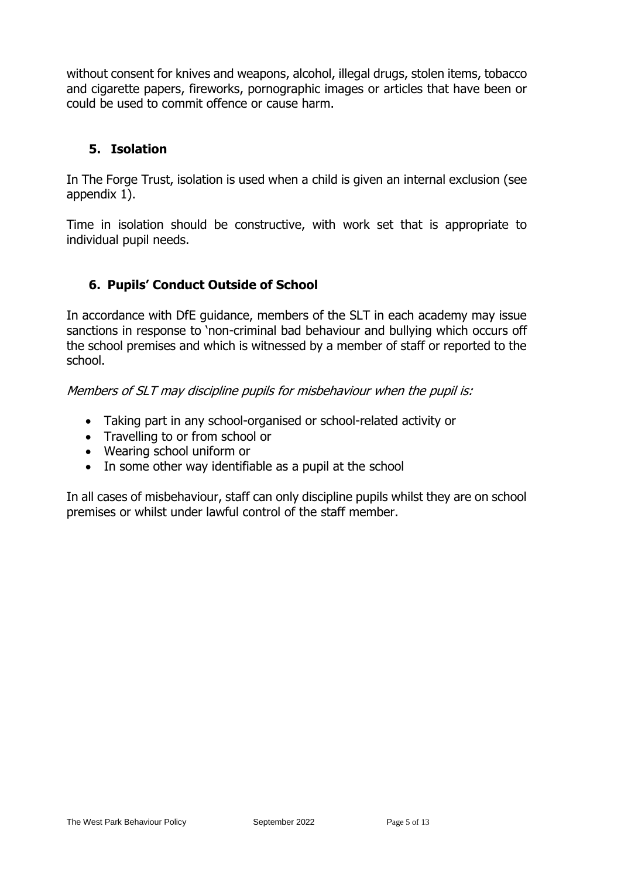without consent for knives and weapons, alcohol, illegal drugs, stolen items, tobacco and cigarette papers, fireworks, pornographic images or articles that have been or could be used to commit offence or cause harm.

## 5. Isolation

In The Forge Trust, isolation is used when a child is given an internal exclusion (see appendix 1).

Time in isolation should be constructive, with work set that is appropriate to individual pupil needs.

## 6. Pupils' Conduct Outside of School

In accordance with DfE guidance, members of the SLT in each academy may issue sanctions in response to 'non-criminal bad behaviour and bullying which occurs off the school premises and which is witnessed by a member of staff or reported to the school.

*Members of SLT may discipline pupils for misbehaviour when the pupil is:*

- Taking part in any school-organised or school-related activity or
- Travelling to or from school or
- Wearing school uniform or
- In some other way identifiable as a pupil at the school

In all cases of misbehaviour, staff can only discipline pupils whilst they are on school premises or whilst under lawful control of the staff member.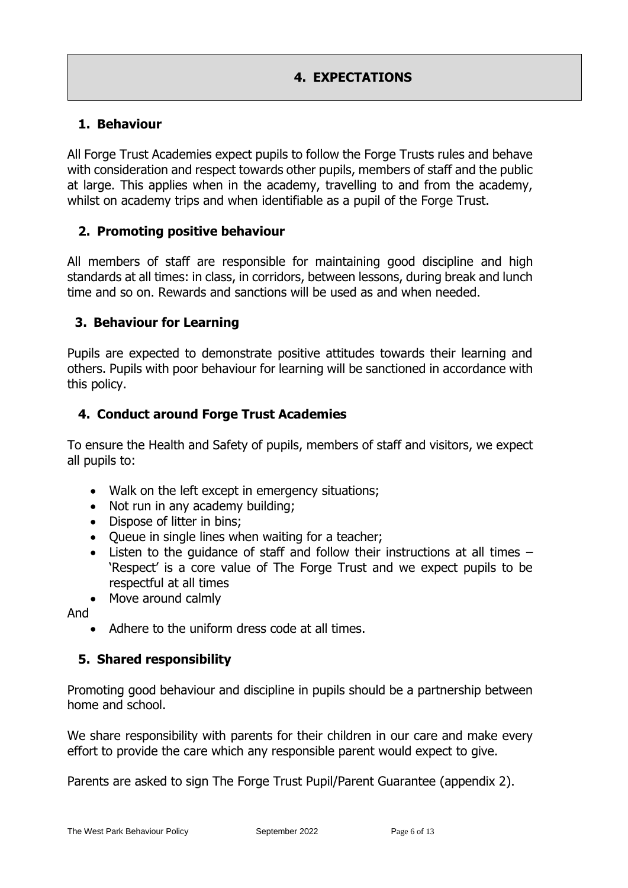# 4. EXPECTATIONS

## 1. Behaviour

All Forge Trust Academies expect pupils to follow the Forge Trusts rules and behave with consideration and respect towards other pupils, members of staff and the public at large. This applies when in the academy, travelling to and from the academy, whilst on academy trips and when identifiable as a pupil of the Forge Trust.

## 2. Promoting positive behaviour

All members of staff are responsible for maintaining good discipline and high standards at all times: in class, in corridors, between lessons, during break and lunch time and so on. Rewards and sanctions will be used as and when needed.

## 3. Behaviour for Learning

Pupils are expected to demonstrate positive attitudes towards their learning and others. Pupils with poor behaviour for learning will be sanctioned in accordance with this policy.

## 4. Conduct around Forge Trust Academies

To ensure the Health and Safety of pupils, members of staff and visitors, we expect all pupils to:

- Walk on the left except in emergency situations;
- Not run in any academy building;
- Dispose of litter in bins;
- Queue in single lines when waiting for a teacher;
- Listen to the guidance of staff and follow their instructions at all times – 'Respect' is a core value of The Forge Trust and we expect pupils to be respectful at all times
- Move around calmly

And

- Adhere to the uniform dress code at all times.

## 5. Shared responsibility

Promoting good behaviour and discipline in pupils should be a partnership between home and school.

We share responsibility with parents for their children in our care and make every effort to provide the care which any responsible parent would expect to give.

Parents are asked to sign The Forge Trust Pupil/Parent Guarantee (appendix 2).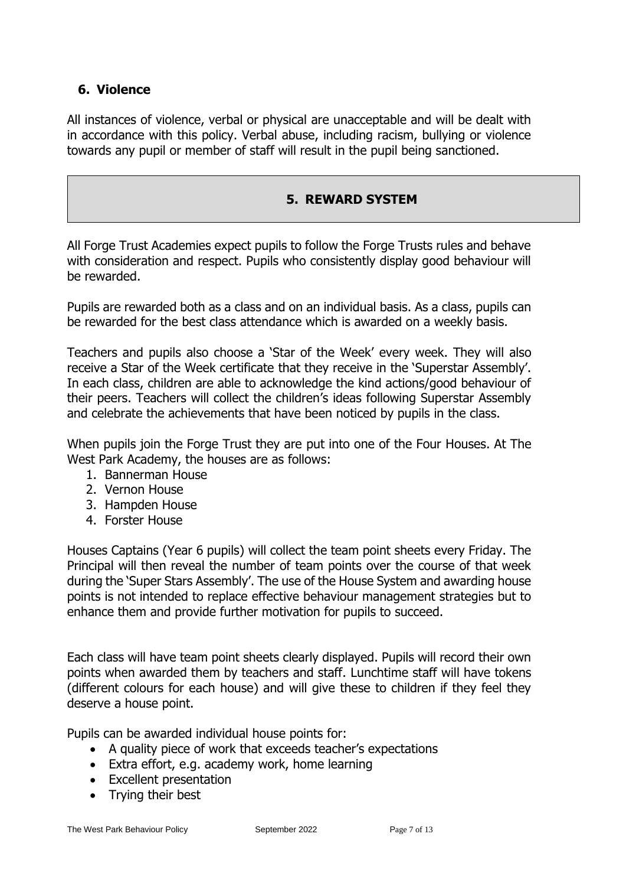### 6. Violence

All instances of violence, verbal or physical are unacceptable and will be dealt with in accordance with this policy. Verbal abuse, including racism, bullying or violence towards any pupil or member of staff will result in the pupil being sanctioned.

## 5. REWARD SYSTEM

All Forge Trust Academies expect pupils to follow the Forge Trusts rules and behave with consideration and respect. Pupils who consistently display good behaviour will be rewarded.

Pupils are rewarded both as a class and on an individual basis. As a class, pupils can be rewarded for the best class attendance which is awarded on a weekly basis.

Teachers and pupils also choose a 'Star of the Week' every week. They will also receive a Star of the Week certificate that they receive in the 'Superstar Assembly'. In each class, children are able to acknowledge the kind actions/good behaviour of their peers. Teachers will collect the children's ideas following Superstar Assembly and celebrate the achievements that have been noticed by pupils in the class.

When pupils join the Forge Trust they are put into one of the Four Houses. At The West Park Academy, the houses are as follows:

1. Bannerman House
2. Vernon House
3. Hampden House
4. Forster House

Houses Captains (Year 6 pupils) will collect the team point sheets every Friday. The Principal will then reveal the number of team points over the course of that week during the 'Super Stars Assembly'. The use of the House System and awarding house points is not intended to replace effective behaviour management strategies but to enhance them and provide further motivation for pupils to succeed.

Each class will have team point sheets clearly displayed. Pupils will record their own points when awarded them by teachers and staff. Lunchtime staff will have tokens (different colours for each house) and will give these to children if they feel they deserve a house point.

Pupils can be awarded individual house points for:

- A quality piece of work that exceeds teacher's expectations
- Extra effort, e.g. academy work, home learning
- Excellent presentation
- Trying their best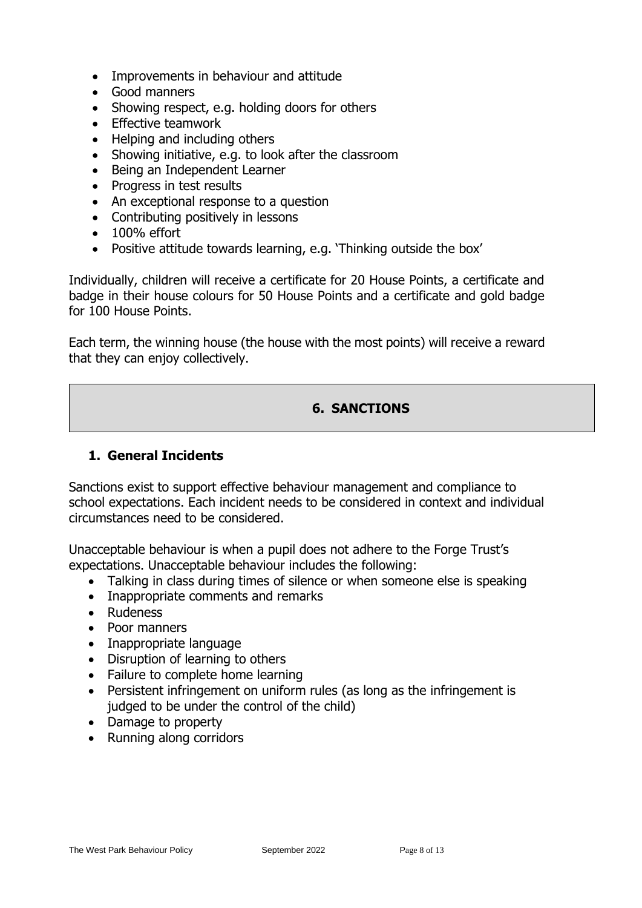- Improvements in behaviour and attitude
- Good manners
- Showing respect, e.g. holding doors for others
- Effective teamwork
- Helping and including others
- Showing initiative, e.g. to look after the classroom
- Being an Independent Learner
- Progress in test results
- An exceptional response to a question
- Contributing positively in lessons
- 100% effort
- Positive attitude towards learning, e.g. 'Thinking outside the box'

Individually, children will receive a certificate for 20 House Points, a certificate and badge in their house colours for 50 House Points and a certificate and gold badge for 100 House Points.

Each term, the winning house (the house with the most points) will receive a reward that they can enjoy collectively.

## 6. SANCTIONS

### 1. General Incidents

Sanctions exist to support effective behaviour management and compliance to school expectations. Each incident needs to be considered in context and individual circumstances need to be considered.

Unacceptable behaviour is when a pupil does not adhere to the Forge Trust's expectations. Unacceptable behaviour includes the following:

- Talking in class during times of silence or when someone else is speaking
- Inappropriate comments and remarks
- Rudeness
- Poor manners
- Inappropriate language
- Disruption of learning to others
- Failure to complete home learning
- Persistent infringement on uniform rules (as long as the infringement is judged to be under the control of the child)
- Damage to property
- Running along corridors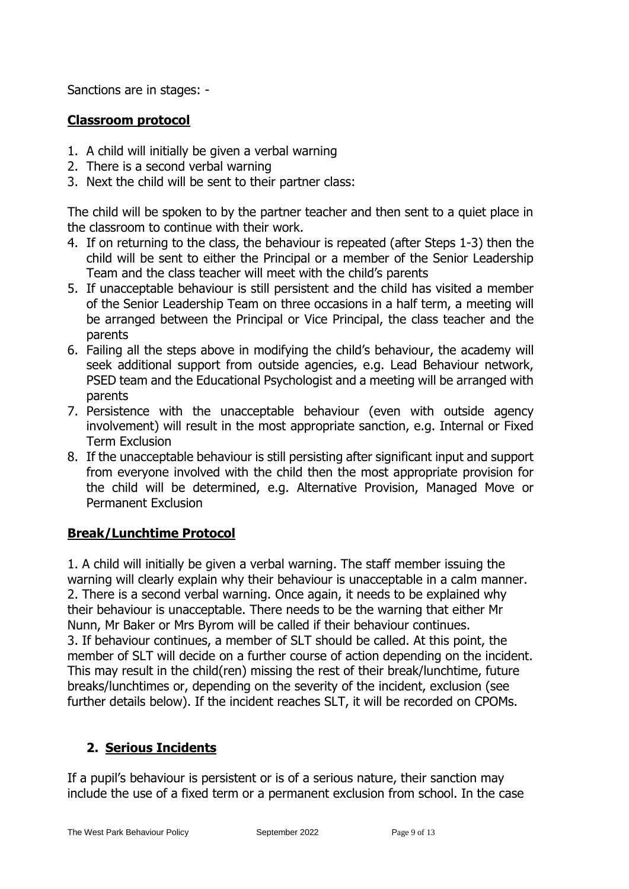Sanctions are in stages: -

**Classroom protocol**

1. A child will initially be given a verbal warning
2. There is a second verbal warning
3. Next the child will be sent to their partner class:

The child will be spoken to by the partner teacher and then sent to a quiet place in the classroom to continue with their work.

4. If on returning to the class, the behaviour is repeated (after Steps 1-3) then the child will be sent to either the Principal or a member of the Senior Leadership Team and the class teacher will meet with the child's parents
5. If unacceptable behaviour is still persistent and the child has visited a member of the Senior Leadership Team on three occasions in a half term, a meeting will be arranged between the Principal or Vice Principal, the class teacher and the parents
6. Failing all the steps above in modifying the child's behaviour, the academy will seek additional support from outside agencies, e.g. Lead Behaviour network, PSED team and the Educational Psychologist and a meeting will be arranged with parents
7. Persistence with the unacceptable behaviour (even with outside agency involvement) will result in the most appropriate sanction, e.g. Internal or Fixed Term Exclusion
8. If the unacceptable behaviour is still persisting after significant input and support from everyone involved with the child then the most appropriate provision for the child will be determined, e.g. Alternative Provision, Managed Move or Permanent Exclusion

**Break/Lunchtime Protocol**

1. A child will initially be given a verbal warning. The staff member issuing the warning will clearly explain why their behaviour is unacceptable in a calm manner.
2. There is a second verbal warning. Once again, it needs to be explained why their behaviour is unacceptable. There needs to be the warning that either Mr Nunn, Mr Baker or Mrs Byrom will be called if their behaviour continues.
3. If behaviour continues, a member of SLT should be called. At this point, the member of SLT will decide on a further course of action depending on the incident. This may result in the child(ren) missing the rest of their break/lunchtime, future breaks/lunchtimes or, depending on the severity of the incident, exclusion (see further details below). If the incident reaches SLT, it will be recorded on CPOMs.

## 2. Serious Incidents

If a pupil's behaviour is persistent or is of a serious nature, their sanction may include the use of a fixed term or a permanent exclusion from school. In the case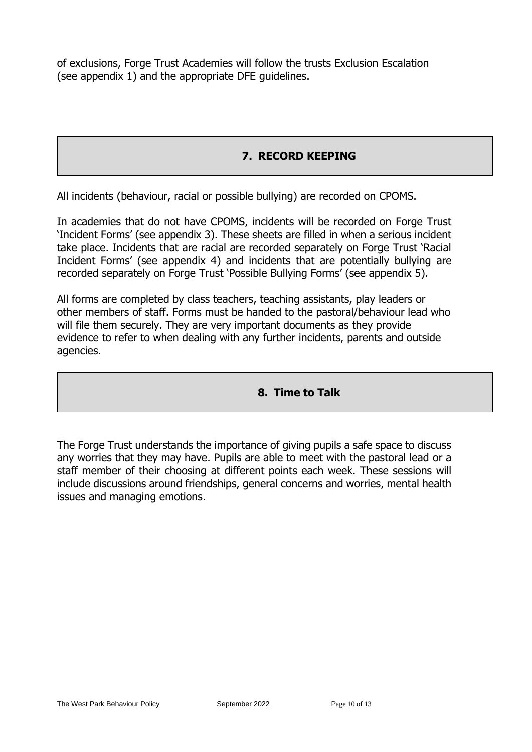of exclusions, Forge Trust Academies will follow the trusts Exclusion Escalation (see appendix 1) and the appropriate DFE guidelines.

## 7. RECORD KEEPING

All incidents (behaviour, racial or possible bullying) are recorded on CPOMS.

In academies that do not have CPOMS, incidents will be recorded on Forge Trust 'Incident Forms' (see appendix 3). These sheets are filled in when a serious incident take place. Incidents that are racial are recorded separately on Forge Trust 'Racial Incident Forms' (see appendix 4) and incidents that are potentially bullying are recorded separately on Forge Trust 'Possible Bullying Forms' (see appendix 5).

All forms are completed by class teachers, teaching assistants, play leaders or other members of staff. Forms must be handed to the pastoral/behaviour lead who will file them securely. They are very important documents as they provide evidence to refer to when dealing with any further incidents, parents and outside agencies.

## 8. Time to Talk

The Forge Trust understands the importance of giving pupils a safe space to discuss any worries that they may have. Pupils are able to meet with the pastoral lead or a staff member of their choosing at different points each week. These sessions will include discussions around friendships, general concerns and worries, mental health issues and managing emotions.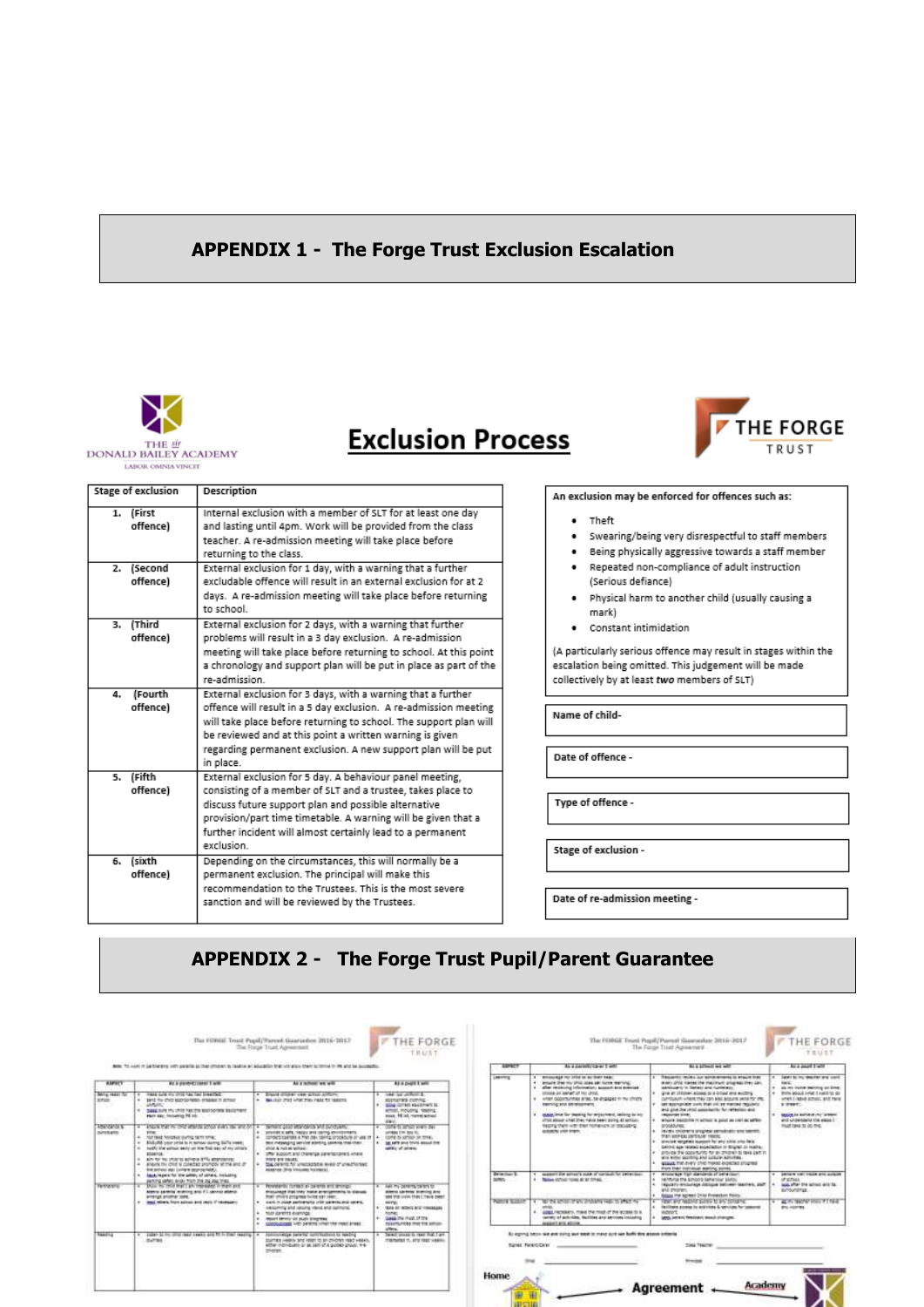## APPENDIX 1 - The Forge Trust Exclusion Escalation

THE DONALD BAILEY ACADEMY
LABOR OMNIA VINCIT

# Exclusion Process

THE FORGE TRUST

| Stage of exclusion | Description |
|---|---|
| 1. (First offence) | Internal exclusion with a member of SLT for at least one day and lasting until 4pm. Work will be provided from the class teacher. A re-admission meeting will take place before returning to the class. |
| 2. (Second offence) | External exclusion for 1 day, with a warning that a further excludable offence will result in an external exclusion for at 2 days. A re-admission meeting will take place before returning to school. |
| 3. (Third offence) | External exclusion for 2 days, with a warning that further problems will result in a 3 day exclusion. A re-admission meeting will take place before returning to school. At this point a chronology and support plan will be put in place as part of the re-admission. |
| 4. (Fourth offence) | External exclusion for 3 days, with a warning that a further offence will result in a 5 day exclusion. A re-admission meeting will take place before returning to school. The support plan will be reviewed and at this point a written warning is given regarding permanent exclusion. A new support plan will be put in place. |
| 5. (Fifth offence) | External exclusion for 5 day. A behaviour panel meeting, consisting of a member of SLT and a trustee, takes place to discuss future support plan and possible alternative provision/part time timetable. A warning will be given that a further incident will almost certainly lead to a permanent exclusion. |
| 6. (sixth offence) | Depending on the circumstances, this will normally be a permanent exclusion. The principal will make this recommendation to the Trustees. This is the most severe sanction and will be reviewed by the Trustees. |

An exclusion may be enforced for offences such as:

- Theft
- Swearing/being very disrespectful to staff members
- Being physically aggressive towards a staff member
- Repeated non-compliance of adult instruction (Serious defiance)
- Physical harm to another child (usually causing a mark)
- Constant intimidation

(A particularly serious offence may result in stages within the escalation being omitted. This judgement will be made collectively by at least *two* members of SLT)

Name of child-

Date of offence -

Type of offence -

Stage of exclusion -

Date of re-admission meeting -

## APPENDIX 2 - The Forge Trust Pupil/Parent Guarantee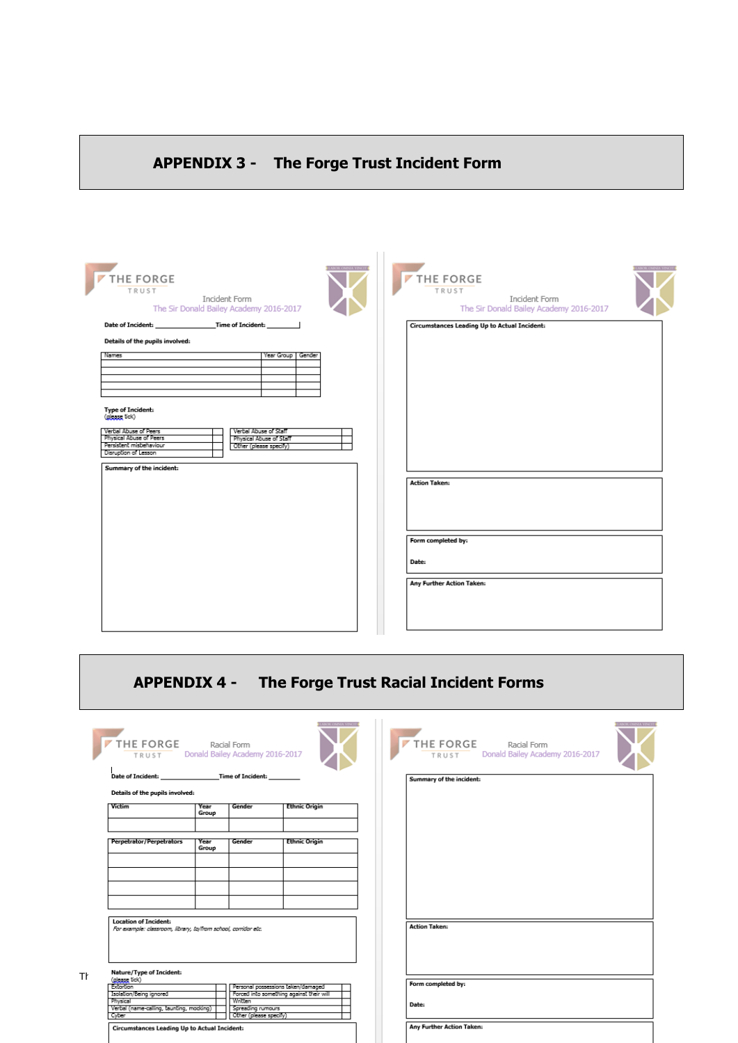# APPENDIX 3 - The Forge Trust Incident Form

THE FORGE TRUST

Incident Form

The Sir Donald Bailey Academy 2016-2017

**Date of Incident:** ________________ **Time of Incident:** ________

**Details of the pupils involved:**

| Names | Year Group | Gender |
|---|---|---|
| | | |
| | | |
| | | |
| | | |
| | | |

**Type of Incident:**
(please tick)

| | | | | |
|---|---|---|---|---|
| Verbal Abuse of Peers | | | Verbal Abuse of Staff | |
| Physical Abuse of Peers | | | Physical Abuse of Staff | |
| Persistent misbehaviour | | | Other (please specify) | |
| Disruption of Lesson | | | | |

**Summary of the incident:**

THE FORGE TRUST

Incident Form

The Sir Donald Bailey Academy 2016-2017

**Circumstances Leading Up to Actual Incident:**

**Action Taken:**

**Form completed by:**

**Date:**

**Any Further Action Taken:**

# APPENDIX 4 - The Forge Trust Racial Incident Forms

THE FORGE TRUST

Racial Form

Donald Bailey Academy 2016-2017

**Date of Incident:** ________________ **Time of Incident:** ________

**Details of the pupils involved:**

| Victim | Year Group | Gender | Ethnic Origin |
|---|---|---|---|
| | | | |

| Perpetrator/Perpetrators | Year Group | Gender | Ethnic Origin |
|---|---|---|---|
| | | | |
| | | | |
| | | | |
| | | | |

**Location of Incident:**
*For example: classroom, library, to/from school, corridor etc.*

**Nature/Type of Incident:**
(please tick)

| | | | |
|---|---|---|---|
| Extortion | | Personal possessions taken/damaged | |
| Isolation/Being ignored | | Forced into something against their will | |
| Physical | | Written | |
| Verbal (name-calling, taunting, mocking) | | Spreading rumours | |
| Cyber | | Other (please specify) | |

**Circumstances Leading Up to Actual Incident:**

THE FORGE TRUST

Racial Form

Donald Bailey Academy 2016-2017

**Summary of the incident:**

**Action Taken:**

**Form completed by:**

**Date:**

**Any Further Action Taken:**